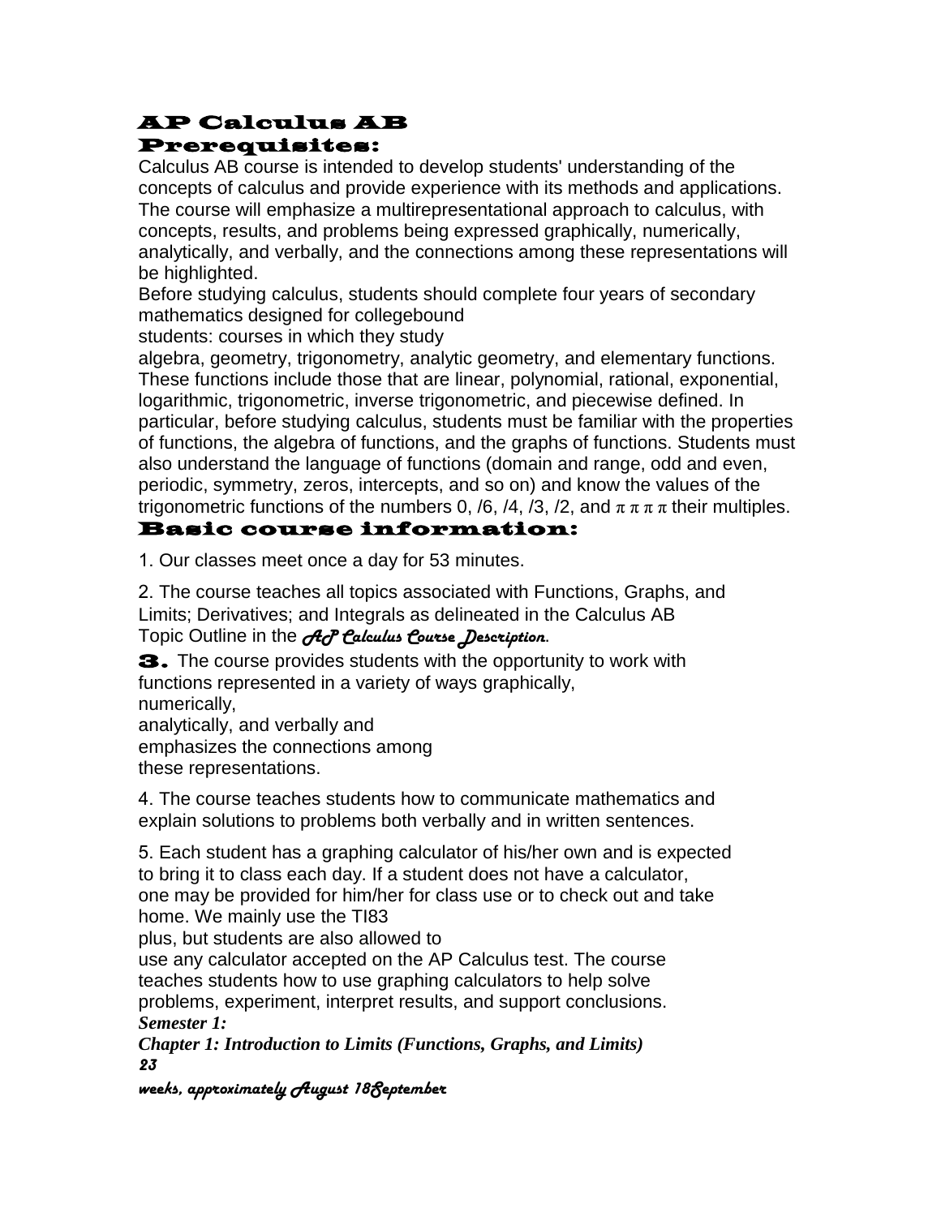# AP Calculus AB

## Prerequisites:

Calculus AB course is intended to develop students' understanding of the concepts of calculus and provide experience with its methods and applications. The course will emphasize a multirepresentational approach to calculus, with concepts, results, and problems being expressed graphically, numerically, analytically, and verbally, and the connections among these representations will be highlighted.

Before studying calculus, students should complete four years of secondary mathematics designed for collegebound students: courses in which they study algebra, geometry, trigonometry, analytic geometry, and elementary functions. These functions include those that are linear, polynomial, rational, exponential, logarithmic, trigonometric, inverse trigonometric, and piecewise defined. In particular, before studying calculus, students must be familiar with the properties of functions, the algebra of functions, and the graphs of functions. Students must also understand the language of functions (domain and range, odd and even, periodic, symmetry, zeros, intercepts, and so on) and know the values of the trigonometric functions of the numbers 0, /6, /4, /3, /2, and π π π π their multiples.

## Basic course information:

1. Our classes meet once a day for 53 minutes.

2. The course teaches all topics associated with Functions, Graphs, and Limits; Derivatives; and Integrals as delineated in the Calculus AB Topic Outline in the *AP Calculus Course Description*.

**3.** The course provides students with the opportunity to work with functions represented in a variety of ways graphically, numerically, analytically, and verbally and emphasizes the connections among these representations.

4. The course teaches students how to communicate mathematics and explain solutions to problems both verbally and in written sentences.

5. Each student has a graphing calculator of his/her own and is expected to bring it to class each day. If a student does not have a calculator, one may be provided for him/her for class use or to check out and take home. We mainly use the TI83 plus, but students are also allowed to use any calculator accepted on the AP Calculus test. The course teaches students how to use graphing calculators to help solve problems, experiment, interpret results, and support conclusions.

***Semester 1:***

***Chapter 1: Introduction to Limits (Functions, Graphs, and Limits)***

*23 weeks, approximately August 18September*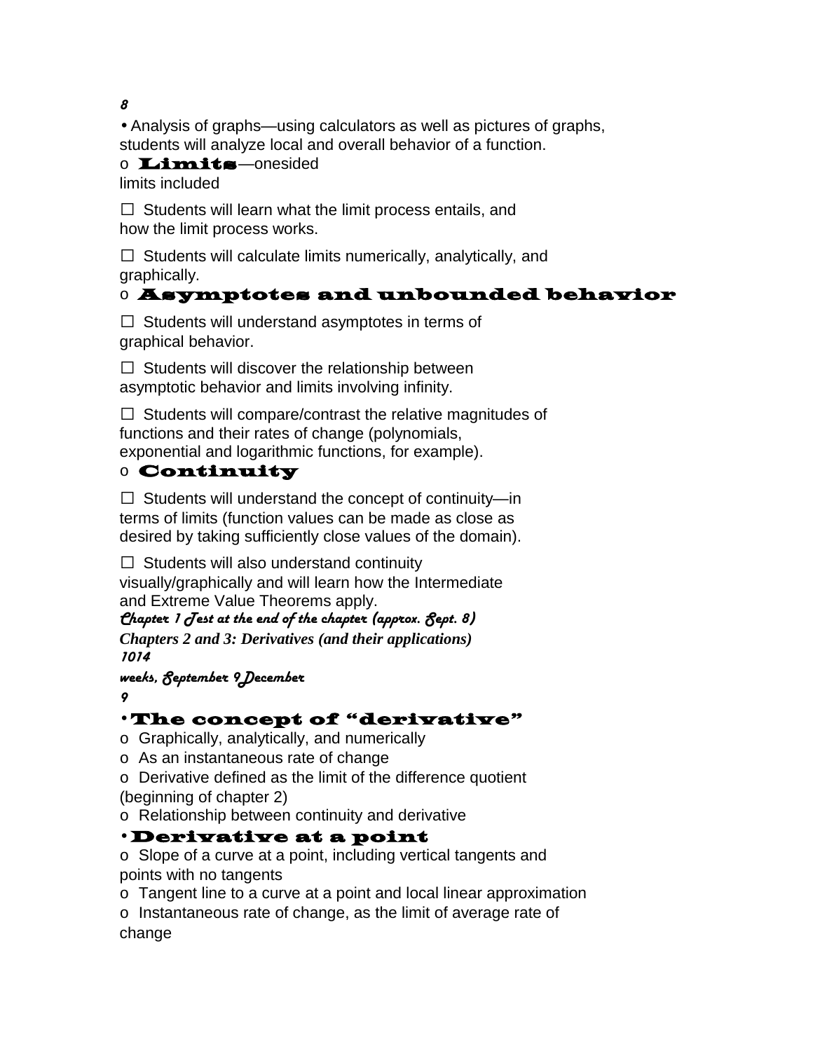*8*

- Analysis of graphs—using calculators as well as pictures of graphs, students will analyze local and overall behavior of a function.
  - **Limits**—onesided limits included
    - ☐ Students will learn what the limit process entails, and how the limit process works.
    - ☐ Students will calculate limits numerically, analytically, and graphically.
  - **Asymptotes and unbounded behavior**
    - ☐ Students will understand asymptotes in terms of graphical behavior.
    - ☐ Students will discover the relationship between asymptotic behavior and limits involving infinity.
    - ☐ Students will compare/contrast the relative magnitudes of functions and their rates of change (polynomials, exponential and logarithmic functions, for example).
  - **Continuity**
    - ☐ Students will understand the concept of continuity—in terms of limits (function values can be made as close as desired by taking sufficiently close values of the domain).
    - ☐ Students will also understand continuity visually/graphically and will learn how the Intermediate and Extreme Value Theorems apply.

*Chapter 1 Test at the end of the chapter (approx. Sept. 8)*

***Chapters 2 and 3: Derivatives (and their applications)***

*1014*

*weeks, September 9 December*

*9*

- **The concept of "derivative"**
  - o Graphically, analytically, and numerically
  - o As an instantaneous rate of change
  - o Derivative defined as the limit of the difference quotient (beginning of chapter 2)
  - o Relationship between continuity and derivative
- **Derivative at a point**
  - o Slope of a curve at a point, including vertical tangents and points with no tangents
  - o Tangent line to a curve at a point and local linear approximation
  - o Instantaneous rate of change, as the limit of average rate of change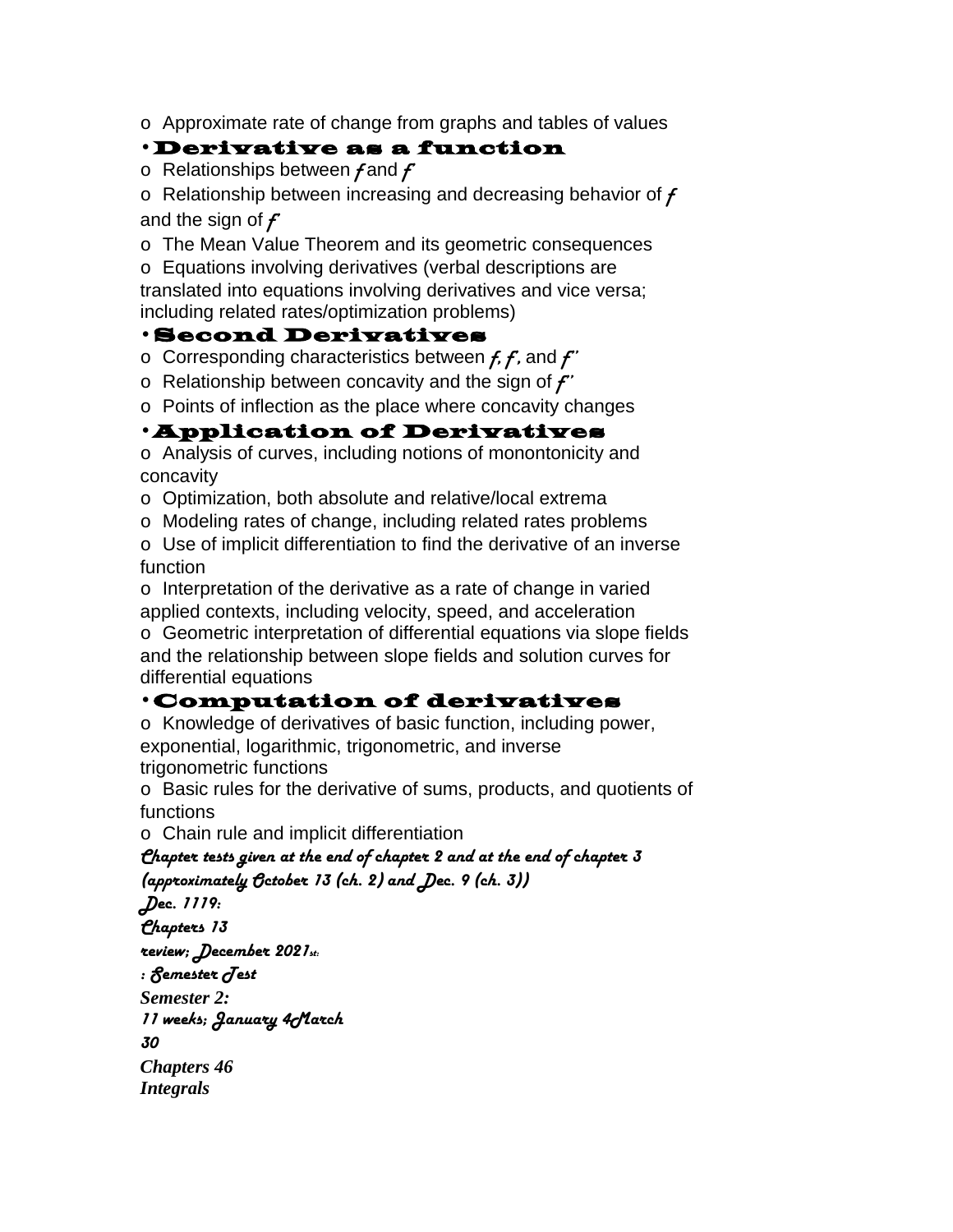- Approximate rate of change from graphs and tables of values

**•Derivative as a function**

- Relationships between $f$ and $f'$
- Relationship between increasing and decreasing behavior of $f$ and the sign of $f'$
- The Mean Value Theorem and its geometric consequences
- Equations involving derivatives (verbal descriptions are translated into equations involving derivatives and vice versa; including related rates/optimization problems)

**•Second Derivatives**

- Corresponding characteristics between $f$, $f'$, and $f''$
- Relationship between concavity and the sign of $f''$
- Points of inflection as the place where concavity changes

**•Application of Derivatives**

- Analysis of curves, including notions of monontonicity and concavity
- Optimization, both absolute and relative/local extrema
- Modeling rates of change, including related rates problems
- Use of implicit differentiation to find the derivative of an inverse function
- Interpretation of the derivative as a rate of change in varied applied contexts, including velocity, speed, and acceleration
- Geometric interpretation of differential equations via slope fields and the relationship between slope fields and solution curves for differential equations

**•Computation of derivatives**

- Knowledge of derivatives of basic function, including power, exponential, logarithmic, trigonometric, and inverse trigonometric functions
- Basic rules for the derivative of sums, products, and quotients of functions
- Chain rule and implicit differentiation

*Chapter tests given at the end of chapter 2 and at the end of chapter 3 (approximately October 13 (ch. 2) and Dec. 9 (ch. 3))*

*Dec. 1119:*

*Chapters 13*

*review; December 2021st:*

*: Semester Test*

***Semester 2:***

*11 weeks; January 4March 30*

***Chapters 46***

***Integrals***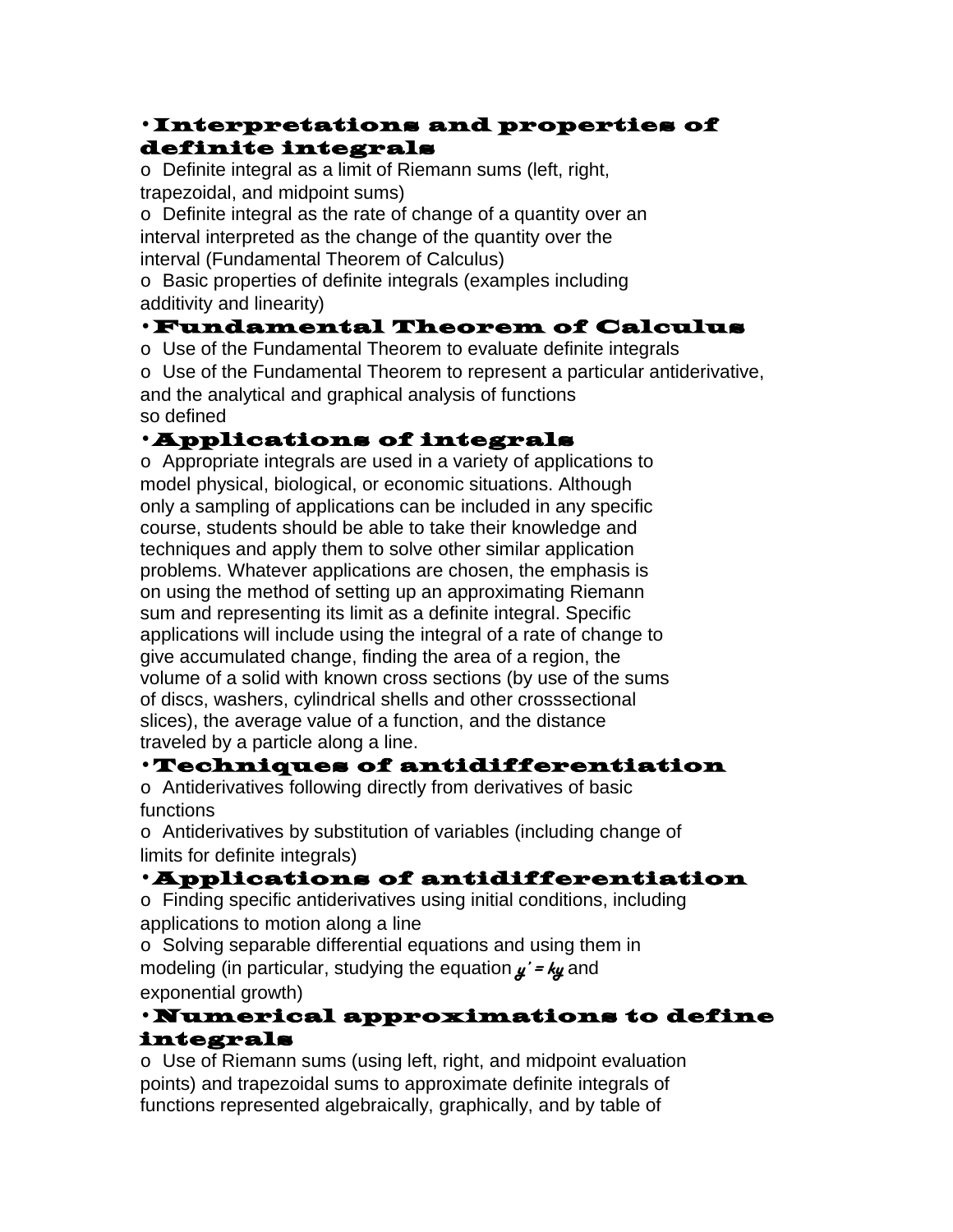- **Interpretations and properties of definite integrals**
  - o Definite integral as a limit of Riemann sums (left, right, trapezoidal, and midpoint sums)
  - o Definite integral as the rate of change of a quantity over an interval interpreted as the change of the quantity over the interval (Fundamental Theorem of Calculus)
  - o Basic properties of definite integrals (examples including additivity and linearity)
- **Fundamental Theorem of Calculus**
  - o Use of the Fundamental Theorem to evaluate definite integrals
  - o Use of the Fundamental Theorem to represent a particular antiderivative, and the analytical and graphical analysis of functions so defined
- **Applications of integrals**
  - o Appropriate integrals are used in a variety of applications to model physical, biological, or economic situations. Although only a sampling of applications can be included in any specific course, students should be able to take their knowledge and techniques and apply them to solve other similar application problems. Whatever applications are chosen, the emphasis is on using the method of setting up an approximating Riemann sum and representing its limit as a definite integral. Specific applications will include using the integral of a rate of change to give accumulated change, finding the area of a region, the volume of a solid with known cross sections (by use of the sums of discs, washers, cylindrical shells and other crosssectional slices), the average value of a function, and the distance traveled by a particle along a line.
- **Techniques of antidifferentiation**
  - o Antiderivatives following directly from derivatives of basic functions
  - o Antiderivatives by substitution of variables (including change of limits for definite integrals)
- **Applications of antidifferentiation**
  - o Finding specific antiderivatives using initial conditions, including applications to motion along a line
  - o Solving separable differential equations and using them in modeling (in particular, studying the equation $y' = ky$ and exponential growth)
- **Numerical approximations to define integrals**
  - o Use of Riemann sums (using left, right, and midpoint evaluation points) and trapezoidal sums to approximate definite integrals of functions represented algebraically, graphically, and by table of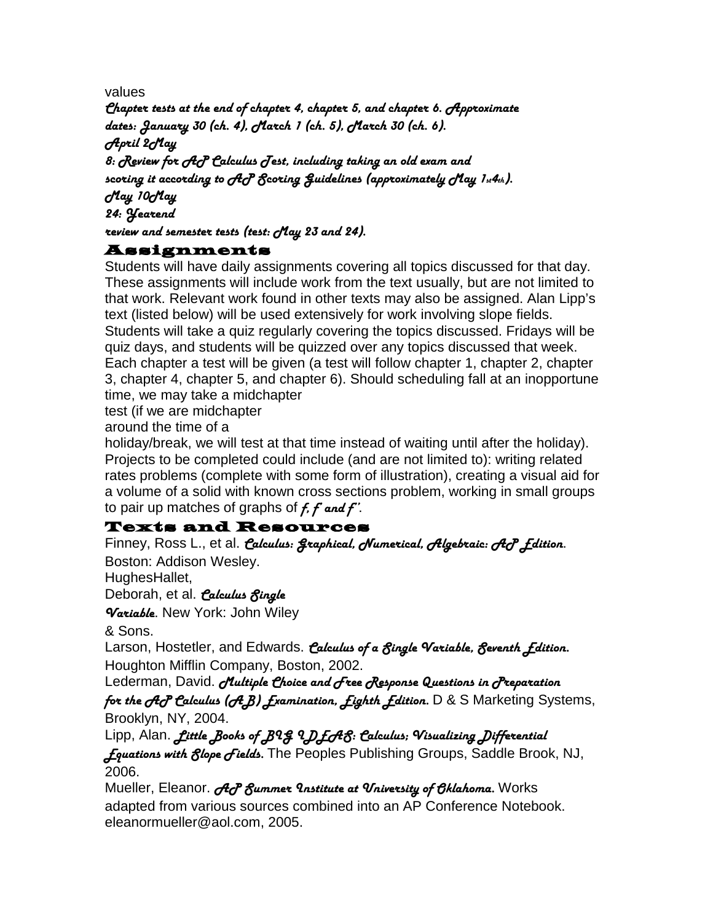values

*Chapter tests at the end of chapter 4, chapter 5, and chapter 6. Approximate dates: January 30 (ch. 4), March 1 (ch. 5), March 30 (ch. 6).*

*April 2May*

*8: Review for AP Calculus Test, including taking an old exam and scoring it according to AP Scoring Guidelines (approximately May 1st4th).*

*May 10May*

*24: Yearend*

*review and semester tests (test: May 23 and 24).*

## Assignments

Students will have daily assignments covering all topics discussed for that day. These assignments will include work from the text usually, but are not limited to that work. Relevant work found in other texts may also be assigned. Alan Lipp's text (listed below) will be used extensively for work involving slope fields. Students will take a quiz regularly covering the topics discussed. Fridays will be quiz days, and students will be quizzed over any topics discussed that week. Each chapter a test will be given (a test will follow chapter 1, chapter 2, chapter 3, chapter 4, chapter 5, and chapter 6). Should scheduling fall at an inopportune time, we may take a midchapter test (if we are midchapter around the time of a holiday/break, we will test at that time instead of waiting until after the holiday). Projects to be completed could include (and are not limited to): writing related rates problems (complete with some form of illustration), creating a visual aid for a volume of a solid with known cross sections problem, working in small groups to pair up matches of graphs of *f, f' and f''*.

## Texts and Resources

Finney, Ross L., et al. *Calculus: Graphical, Numerical, Algebraic: AP Edition*. Boston: Addison Wesley.

HughesHallet, Deborah, et al. *Calculus Single Variable*. New York: John Wiley & Sons.

Larson, Hostetler, and Edwards. *Calculus of a Single Variable, Seventh Edition*. Houghton Mifflin Company, Boston, 2002.

Lederman, David. *Multiple Choice and Free Response Questions in Preparation for the AP Calculus (AB) Examination, Eighth Edition*. D & S Marketing Systems, Brooklyn, NY, 2004.

Lipp, Alan. *Little Books of BIG IDEAS: Calculus; Visualizing Differential Equations with Slope Fields*. The Peoples Publishing Groups, Saddle Brook, NJ, 2006.

Mueller, Eleanor. *AP Summer Institute at University of Oklahoma*. Works adapted from various sources combined into an AP Conference Notebook. eleanormueller@aol.com, 2005.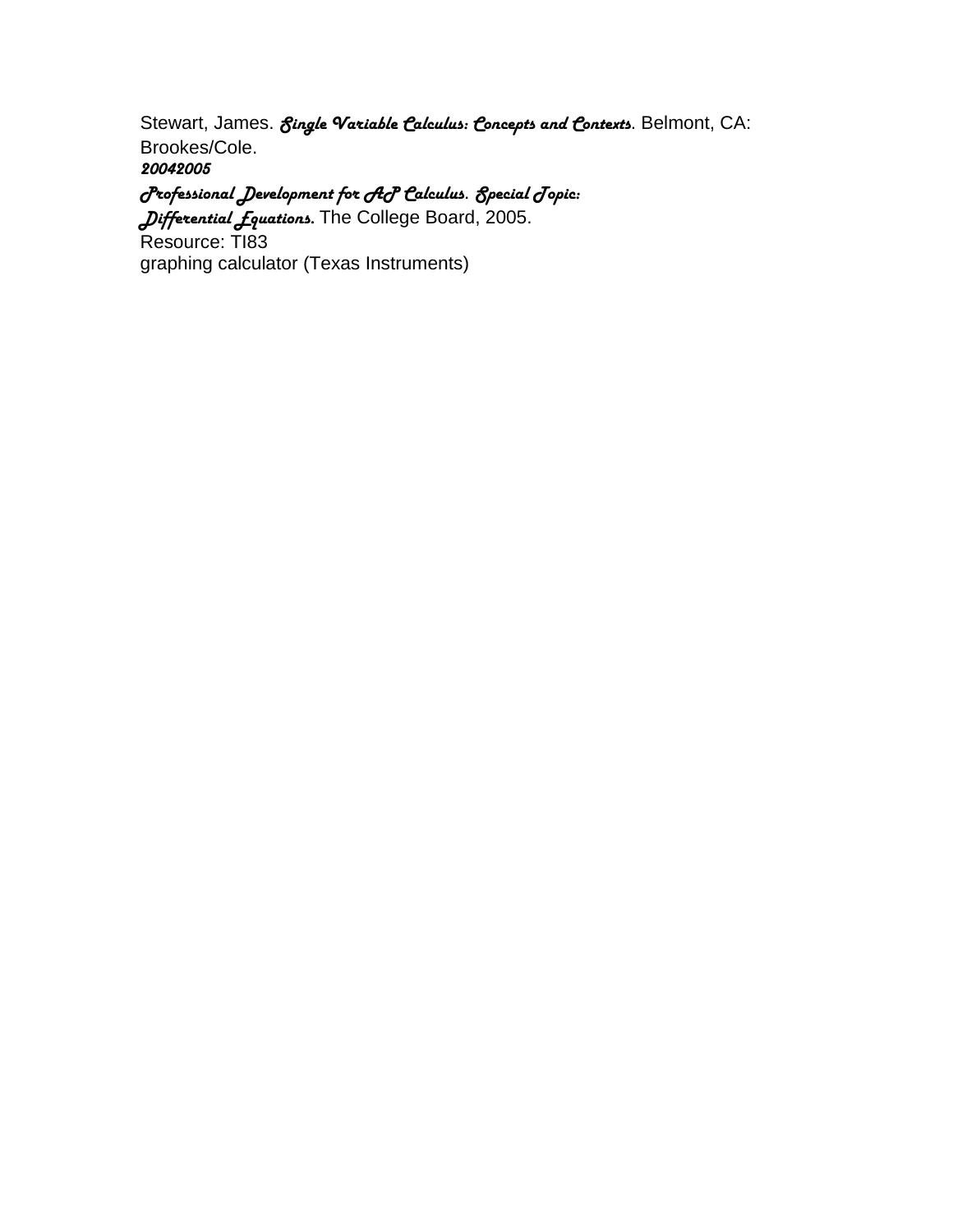Stewart, James. *Single Variable Calculus: Concepts and Contexts*. Belmont, CA: Brookes/Cole.
*20042005*

*Professional Development for AP Calculus*. *Special Topic: Differential Equations*. The College Board, 2005.
Resource: TI83
graphing calculator (Texas Instruments)